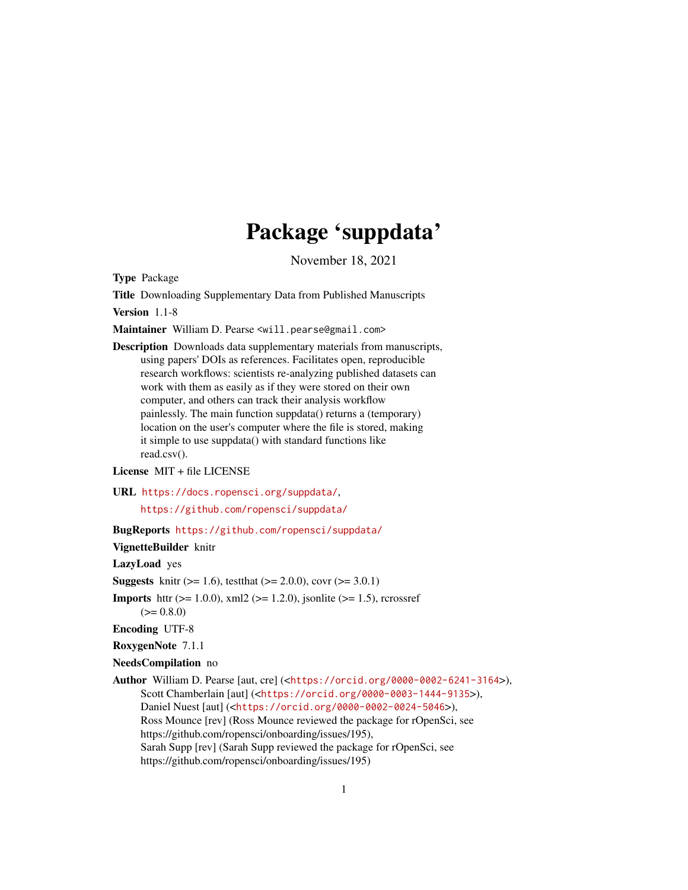# Package 'suppdata'

November 18, 2021

**Type** Package

**Title** Downloading Supplementary Data from Published Manuscripts

**Version** 1.1-8

**Maintainer** William D. Pearse <will.pearse@gmail.com>

**Description** Downloads data supplementary materials from manuscripts, using papers' DOIs as references. Facilitates open, reproducible research workflows: scientists re-analyzing published datasets can work with them as easily as if they were stored on their own computer, and others can track their analysis workflow painlessly. The main function suppdata() returns a (temporary) location on the user's computer where the file is stored, making it simple to use suppdata() with standard functions like read.csv().

**License** MIT + file LICENSE

**URL** https://docs.ropensci.org/suppdata/,
https://github.com/ropensci/suppdata/

**BugReports** https://github.com/ropensci/suppdata/

**VignetteBuilder** knitr

**LazyLoad** yes

**Suggests** knitr (>= 1.6), testthat (>= 2.0.0), covr (>= 3.0.1)

**Imports** httr (>= 1.0.0), xml2 (>= 1.2.0), jsonlite (>= 1.5), rcrossref (>= 0.8.0)

**Encoding** UTF-8

**RoxygenNote** 7.1.1

**NeedsCompilation** no

**Author** William D. Pearse [aut, cre] (<https://orcid.org/0000-0002-6241-3164>),
Scott Chamberlain [aut] (<https://orcid.org/0000-0003-1444-9135>),
Daniel Nuest [aut] (<https://orcid.org/0000-0002-0024-5046>),
Ross Mounce [rev] (Ross Mounce reviewed the package for rOpenSci, see https://github.com/ropensci/onboarding/issues/195),
Sarah Supp [rev] (Sarah Supp reviewed the package for rOpenSci, see https://github.com/ropensci/onboarding/issues/195)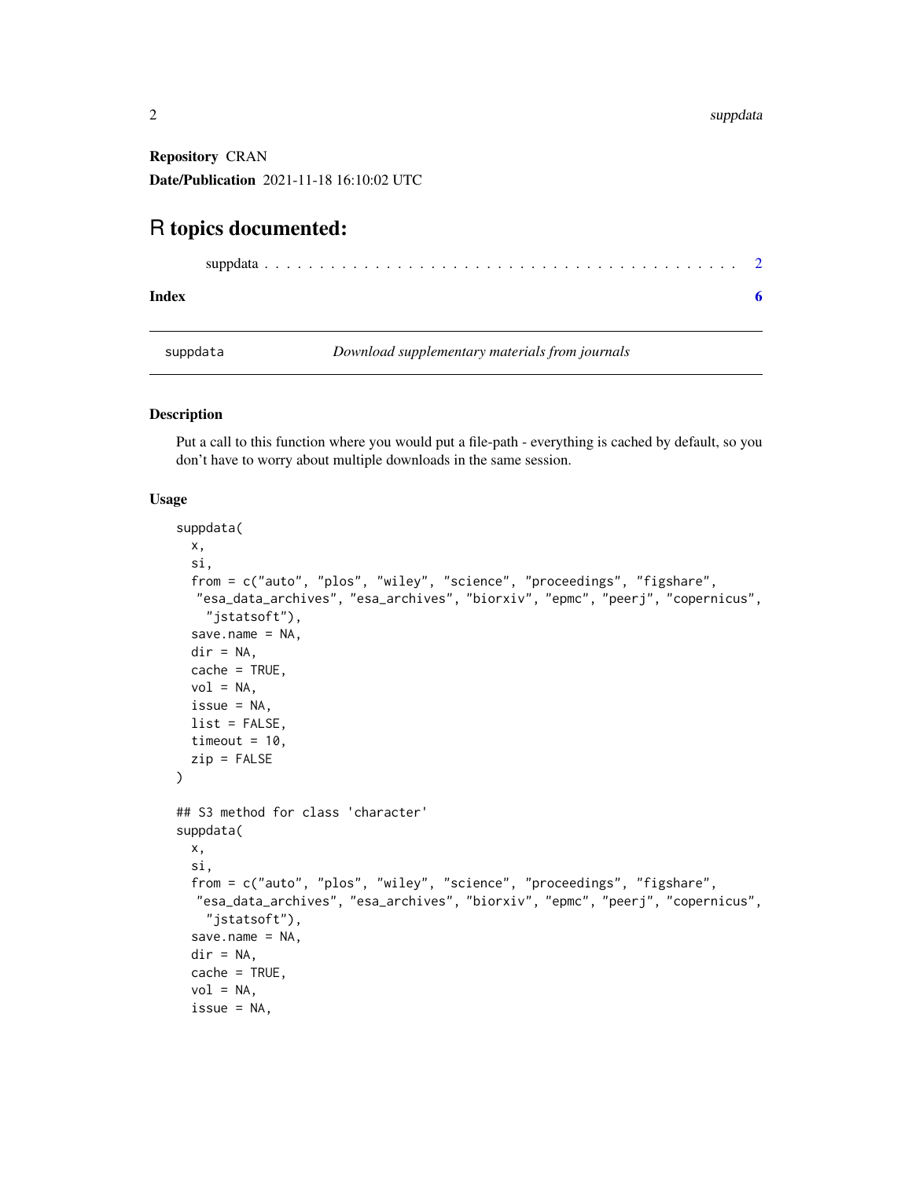**Repository** CRAN

**Date/Publication** 2021-11-18 16:10:02 UTC

# R topics documented:

suppdata . . . . . . . . . . . . . . . . . . . . . . . . . . . . . . . . . . . . . . . . . . . 2

**Index** **6**

---

suppdata *Download supplementary materials from journals*

---

### Description

Put a call to this function where you would put a file-path - everything is cached by default, so you don't have to worry about multiple downloads in the same session.

### Usage

```
suppdata(
  x,
  si,
  from = c("auto", "plos", "wiley", "science", "proceedings", "figshare",
   "esa_data_archives", "esa_archives", "biorxiv", "epmc", "peerj", "copernicus",
    "jstatsoft"),
  save.name = NA,
  dir = NA,
  cache = TRUE,
  vol = NA,
  issue = NA,
  list = FALSE,
  timeout = 10,
  zip = FALSE
)

## S3 method for class 'character'
suppdata(
  x,
  si,
  from = c("auto", "plos", "wiley", "science", "proceedings", "figshare",
   "esa_data_archives", "esa_archives", "biorxiv", "epmc", "peerj", "copernicus",
    "jstatsoft"),
  save.name = NA,
  dir = NA,
  cache = TRUE,
  vol = NA,
  issue = NA,
```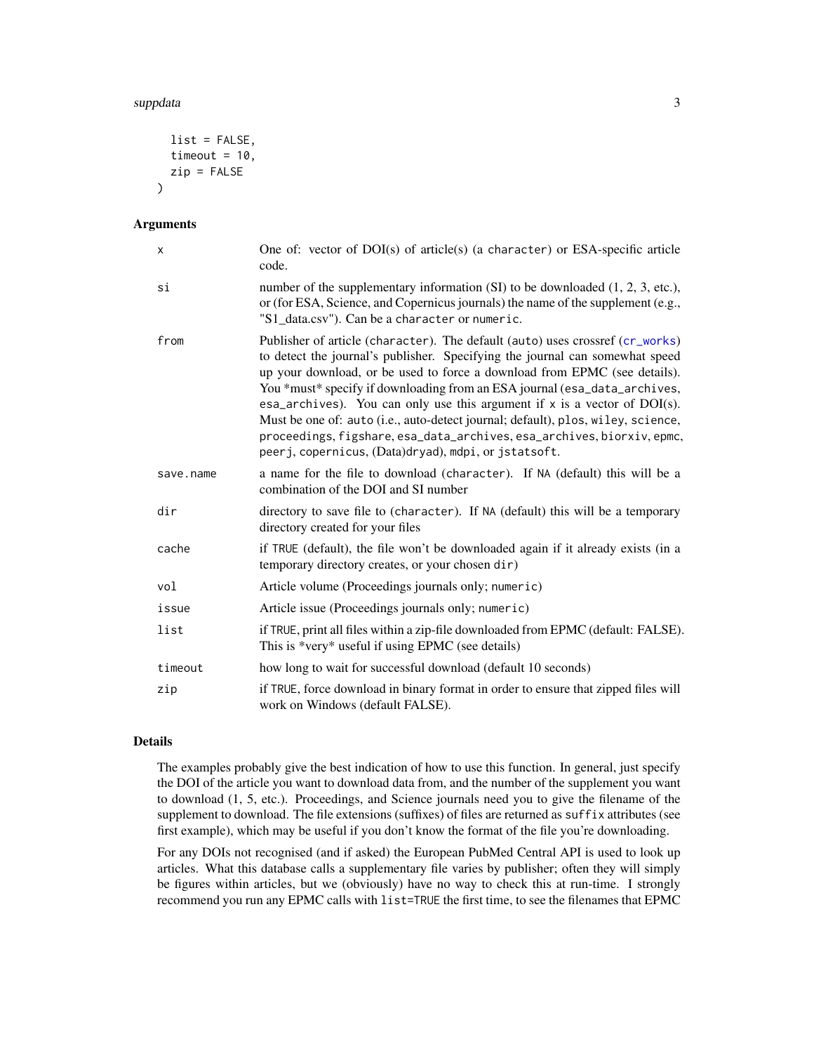```
  list = FALSE,
  timeout = 10,
  zip = FALSE
)
```

## Arguments

| | |
|---|---|
| x | One of: vector of DOI(s) of article(s) (a character) or ESA-specific article code. |
| si | number of the supplementary information (SI) to be downloaded (1, 2, 3, etc.), or (for ESA, Science, and Copernicus journals) the name of the supplement (e.g., "S1_data.csv"). Can be a character or numeric. |
| from | Publisher of article (character). The default (auto) uses crossref (cr_works) to detect the journal's publisher. Specifying the journal can somewhat speed up your download, or be used to force a download from EPMC (see details). You *must* specify if downloading from an ESA journal (esa_data_archives, esa_archives). You can only use this argument if x is a vector of DOI(s). Must be one of: auto (i.e., auto-detect journal; default), plos, wiley, science, proceedings, figshare, esa_data_archives, esa_archives, biorxiv, epmc, peerj, copernicus, (Data)dryad), mdpi, or jstatsoft. |
| save.name | a name for the file to download (character). If NA (default) this will be a combination of the DOI and SI number |
| dir | directory to save file to (character). If NA (default) this will be a temporary directory created for your files |
| cache | if TRUE (default), the file won't be downloaded again if it already exists (in a temporary directory creates, or your chosen dir) |
| vol | Article volume (Proceedings journals only; numeric) |
| issue | Article issue (Proceedings journals only; numeric) |
| list | if TRUE, print all files within a zip-file downloaded from EPMC (default: FALSE). This is *very* useful if using EPMC (see details) |
| timeout | how long to wait for successful download (default 10 seconds) |
| zip | if TRUE, force download in binary format in order to ensure that zipped files will work on Windows (default FALSE). |

## Details

The examples probably give the best indication of how to use this function. In general, just specify the DOI of the article you want to download data from, and the number of the supplement you want to download (1, 5, etc.). Proceedings, and Science journals need you to give the filename of the supplement to download. The file extensions (suffixes) of files are returned as suffix attributes (see first example), which may be useful if you don't know the format of the file you're downloading.

For any DOIs not recognised (and if asked) the European PubMed Central API is used to look up articles. What this database calls a supplementary file varies by publisher; often they will simply be figures within articles, but we (obviously) have no way to check this at run-time. I strongly recommend you run any EPMC calls with list=TRUE the first time, to see the filenames that EPMC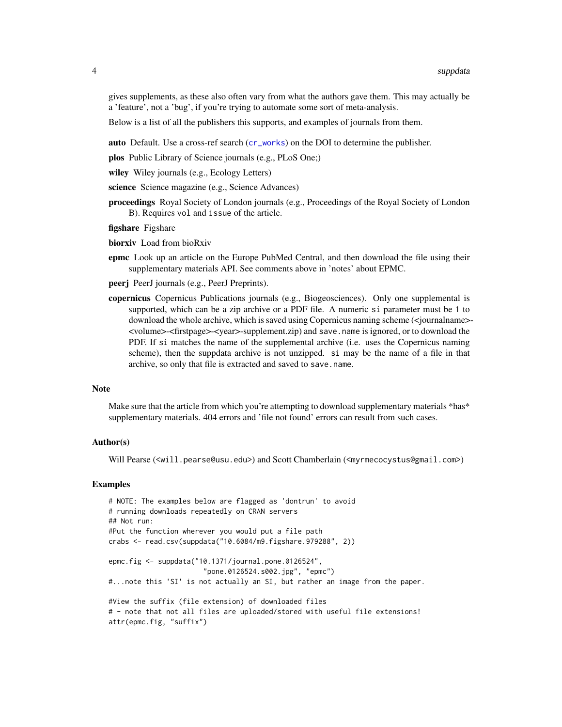gives supplements, as these also often vary from what the authors gave them. This may actually be a 'feature', not a 'bug', if you're trying to automate some sort of meta-analysis.

Below is a list of all the publishers this supports, and examples of journals from them.

**auto** Default. Use a cross-ref search (`cr_works`) on the DOI to determine the publisher.

**plos** Public Library of Science journals (e.g., PLoS One;)

**wiley** Wiley journals (e.g., Ecology Letters)

**science** Science magazine (e.g., Science Advances)

**proceedings** Royal Society of London journals (e.g., Proceedings of the Royal Society of London B). Requires `vol` and `issue` of the article.

**figshare** Figshare

**biorxiv** Load from bioRxiv

**epmc** Look up an article on the Europe PubMed Central, and then download the file using their supplementary materials API. See comments above in 'notes' about EPMC.

**peerj** PeerJ journals (e.g., PeerJ Preprints).

**copernicus** Copernicus Publications journals (e.g., Biogeosciences). Only one supplemental is supported, which can be a zip archive or a PDF file. A numeric `si` parameter must be `1` to download the whole archive, which is saved using Copernicus naming scheme (<journalname>-<volume>-<firstpage>-<year>-supplement.zip) and `save.name` is ignored, or to download the PDF. If `si` matches the name of the supplemental archive (i.e. uses the Copernicus naming scheme), then the suppdata archive is not unzipped. `si` may be the name of a file in that archive, so only that file is extracted and saved to `save.name`.

## Note

Make sure that the article from which you're attempting to download supplementary materials *has* supplementary materials. 404 errors and 'file not found' errors can result from such cases.

## Author(s)

Will Pearse (`<will.pearse@usu.edu>`) and Scott Chamberlain (`<myrmecocystus@gmail.com>`)

## Examples

```
# NOTE: The examples below are flagged as 'dontrun' to avoid
# running downloads repeatedly on CRAN servers
## Not run:
#Put the function wherever you would put a file path
crabs <- read.csv(suppdata("10.6084/m9.figshare.979288", 2))

epmc.fig <- suppdata("10.1371/journal.pone.0126524",
                     "pone.0126524.s002.jpg", "epmc")
#...note this 'SI' is not actually an SI, but rather an image from the paper.

#View the suffix (file extension) of downloaded files
# - note that not all files are uploaded/stored with useful file extensions!
attr(epmc.fig, "suffix")
```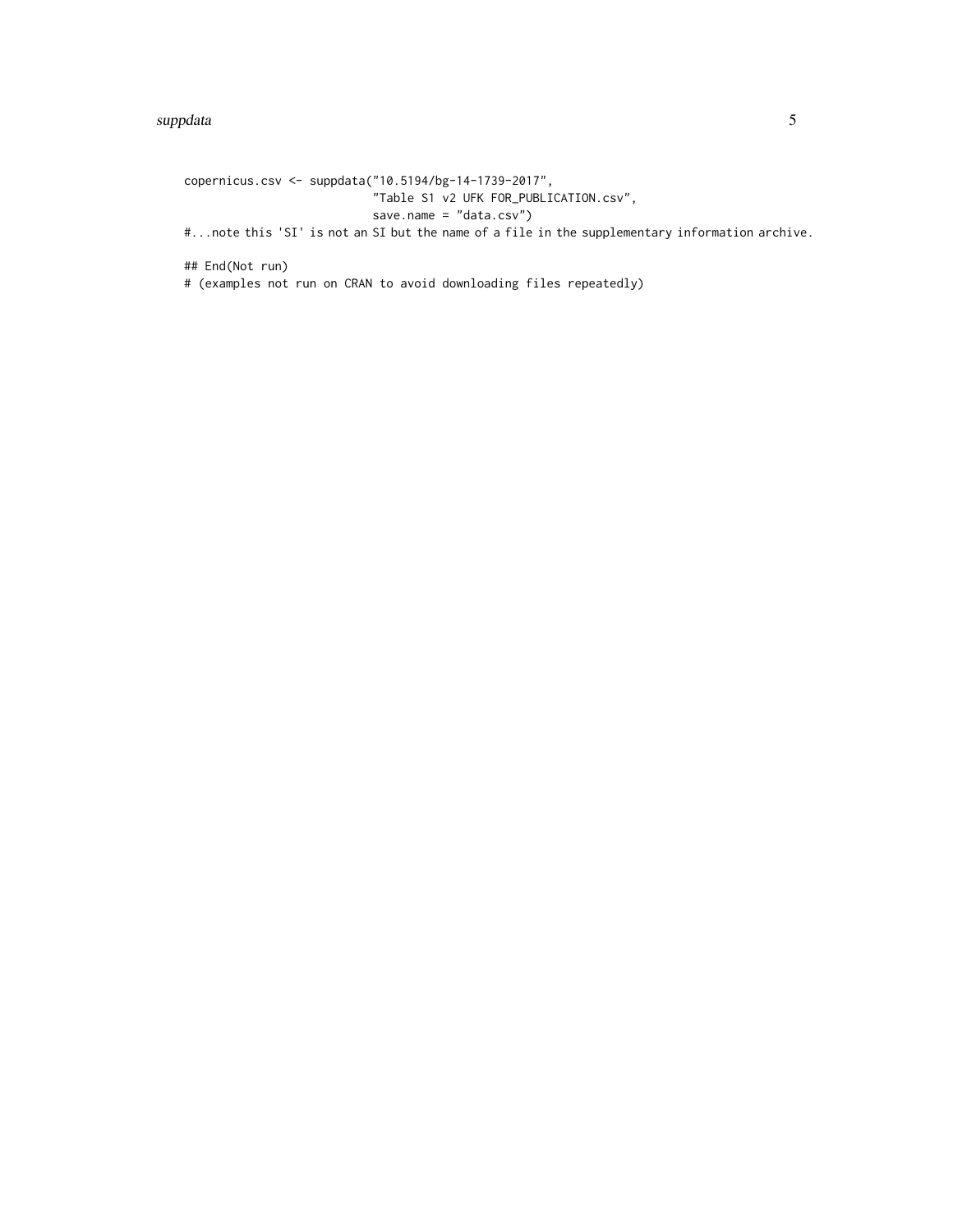```
copernicus.csv <- suppdata("10.5194/bg-14-1739-2017",
                           "Table S1 v2 UFK FOR_PUBLICATION.csv",
                           save.name = "data.csv")
#...note this 'SI' is not an SI but the name of a file in the supplementary information archive.

## End(Not run)
# (examples not run on CRAN to avoid downloading files repeatedly)
```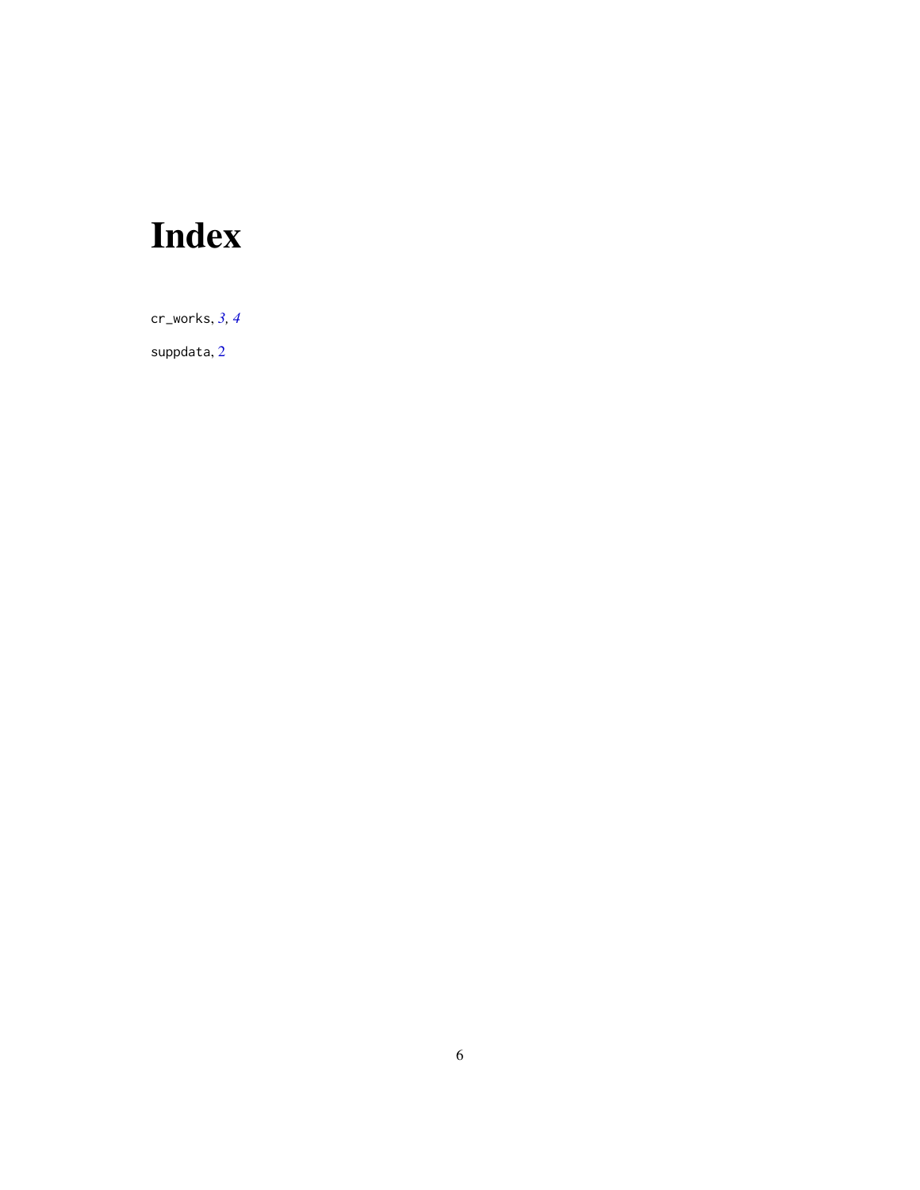# Index

cr_works, *3, 4*

suppdata, 2